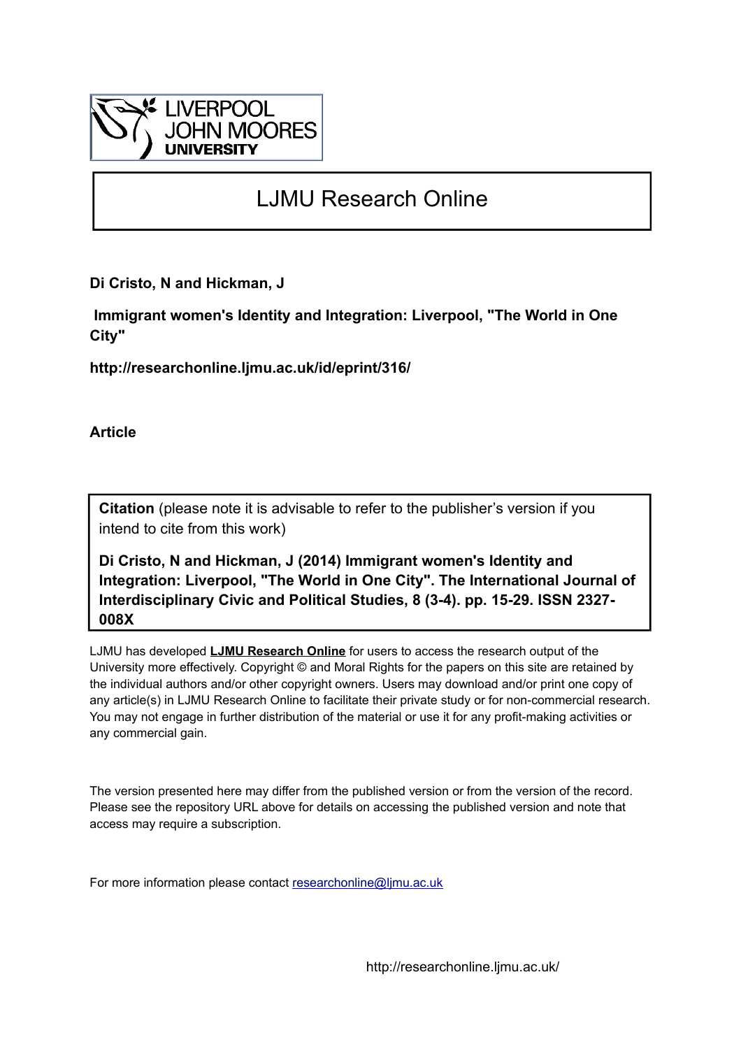LIVERPOOL
JOHN MOORES
UNIVERSITY

# LJMU Research Online

**Di Cristo, N and Hickman, J**

**Immigrant women's Identity and Integration: Liverpool, "The World in One City"**

**http://researchonline.ljmu.ac.uk/id/eprint/316/**

**Article**

**Citation** (please note it is advisable to refer to the publisher's version if you intend to cite from this work)

**Di Cristo, N and Hickman, J (2014) Immigrant women's Identity and Integration: Liverpool, "The World in One City". The International Journal of Interdisciplinary Civic and Political Studies, 8 (3-4). pp. 15-29. ISSN 2327-008X**

LJMU has developed **LJMU Research Online** for users to access the research output of the University more effectively. Copyright © and Moral Rights for the papers on this site are retained by the individual authors and/or other copyright owners. Users may download and/or print one copy of any article(s) in LJMU Research Online to facilitate their private study or for non-commercial research. You may not engage in further distribution of the material or use it for any profit-making activities or any commercial gain.

The version presented here may differ from the published version or from the version of the record. Please see the repository URL above for details on accessing the published version and note that access may require a subscription.

For more information please contact researchonline@ljmu.ac.uk

http://researchonline.ljmu.ac.uk/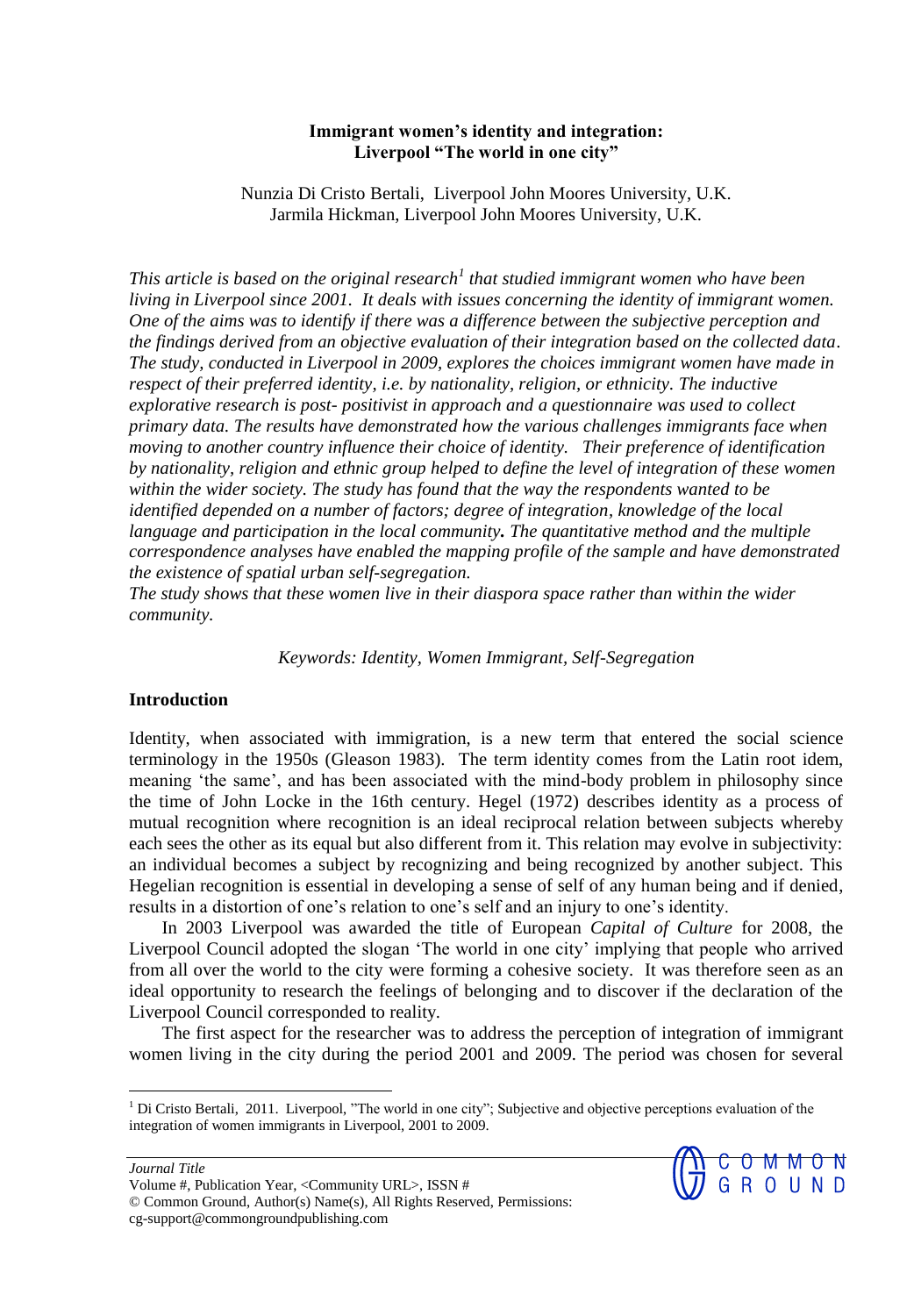# Immigrant women's identity and integration: Liverpool "The world in one city"

Nunzia Di Cristo Bertali, Liverpool John Moores University, U.K.
Jarmila Hickman, Liverpool John Moores University, U.K.

*This article is based on the original research[1] that studied immigrant women who have been living in Liverpool since 2001. It deals with issues concerning the identity of immigrant women. One of the aims was to identify if there was a difference between the subjective perception and the findings derived from an objective evaluation of their integration based on the collected data. The study, conducted in Liverpool in 2009, explores the choices immigrant women have made in respect of their preferred identity, i.e. by nationality, religion, or ethnicity. The inductive explorative research is post- positivist in approach and a questionnaire was used to collect primary data. The results have demonstrated how the various challenges immigrants face when moving to another country influence their choice of identity. Their preference of identification by nationality, religion and ethnic group helped to define the level of integration of these women within the wider society. The study has found that the way the respondents wanted to be identified depended on a number of factors; degree of integration, knowledge of the local language and participation in the local community.* ***The quantitative method and the multiple correspondence analyses have enabled the mapping profile of the sample and have demonstrated the existence of spatial urban self-segregation.***

*The study shows that these women live in their diaspora space rather than within the wider community.*

*Keywords: Identity, Women Immigrant, Self-Segregation*

## Introduction

Identity, when associated with immigration, is a new term that entered the social science terminology in the 1950s (Gleason 1983). The term identity comes from the Latin root idem, meaning 'the same', and has been associated with the mind-body problem in philosophy since the time of John Locke in the 16th century. Hegel (1972) describes identity as a process of mutual recognition where recognition is an ideal reciprocal relation between subjects whereby each sees the other as its equal but also different from it. This relation may evolve in subjectivity: an individual becomes a subject by recognizing and being recognized by another subject. This Hegelian recognition is essential in developing a sense of self of any human being and if denied, results in a distortion of one's relation to one's self and an injury to one's identity.

In 2003 Liverpool was awarded the title of European *Capital of Culture* for 2008, the Liverpool Council adopted the slogan 'The world in one city' implying that people who arrived from all over the world to the city were forming a cohesive society. It was therefore seen as an ideal opportunity to research the feelings of belonging and to discover if the declaration of the Liverpool Council corresponded to reality.

The first aspect for the researcher was to address the perception of integration of immigrant women living in the city during the period 2001 and 2009. The period was chosen for several

[1] Di Cristo Bertali, 2011. Liverpool, "The world in one city"; Subjective and objective perceptions evaluation of the integration of women immigrants in Liverpool, 2001 to 2009.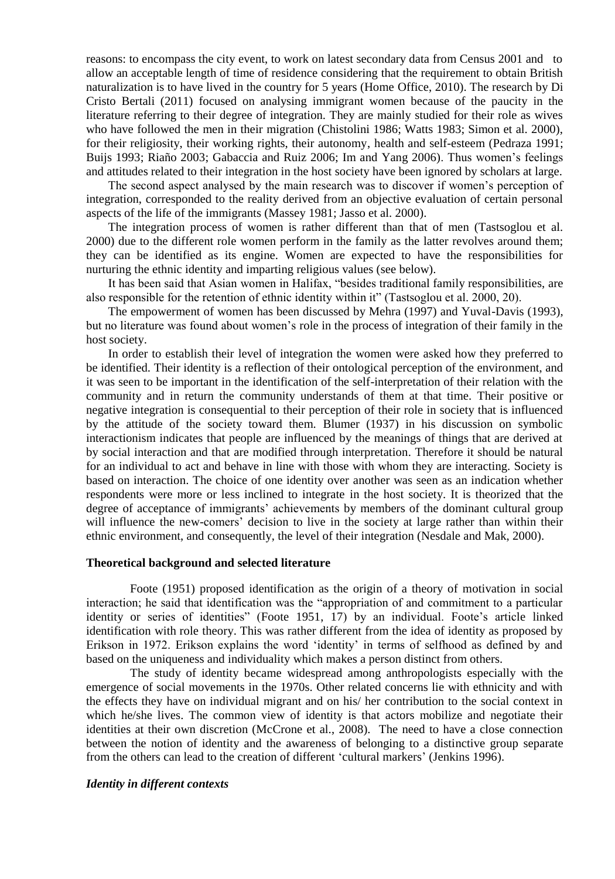reasons: to encompass the city event, to work on latest secondary data from Census 2001 and to allow an acceptable length of time of residence considering that the requirement to obtain British naturalization is to have lived in the country for 5 years (Home Office, 2010). The research by Di Cristo Bertali (2011) focused on analysing immigrant women because of the paucity in the literature referring to their degree of integration. They are mainly studied for their role as wives who have followed the men in their migration (Chistolini 1986; Watts 1983; Simon et al. 2000), for their religiosity, their working rights, their autonomy, health and self-esteem (Pedraza 1991; Buijs 1993; Riaño 2003; Gabaccia and Ruiz 2006; Im and Yang 2006). Thus women's feelings and attitudes related to their integration in the host society have been ignored by scholars at large.

The second aspect analysed by the main research was to discover if women's perception of integration, corresponded to the reality derived from an objective evaluation of certain personal aspects of the life of the immigrants (Massey 1981; Jasso et al. 2000).

The integration process of women is rather different than that of men (Tastsoglou et al. 2000) due to the different role women perform in the family as the latter revolves around them; they can be identified as its engine. Women are expected to have the responsibilities for nurturing the ethnic identity and imparting religious values (see below).

It has been said that Asian women in Halifax, "besides traditional family responsibilities, are also responsible for the retention of ethnic identity within it" (Tastsoglou et al. 2000, 20).

The empowerment of women has been discussed by Mehra (1997) and Yuval-Davis (1993), but no literature was found about women's role in the process of integration of their family in the host society.

In order to establish their level of integration the women were asked how they preferred to be identified. Their identity is a reflection of their ontological perception of the environment, and it was seen to be important in the identification of the self-interpretation of their relation with the community and in return the community understands of them at that time. Their positive or negative integration is consequential to their perception of their role in society that is influenced by the attitude of the society toward them. Blumer (1937) in his discussion on symbolic interactionism indicates that people are influenced by the meanings of things that are derived at by social interaction and that are modified through interpretation. Therefore it should be natural for an individual to act and behave in line with those with whom they are interacting. Society is based on interaction. The choice of one identity over another was seen as an indication whether respondents were more or less inclined to integrate in the host society. It is theorized that the degree of acceptance of immigrants' achievements by members of the dominant cultural group will influence the new-comers' decision to live in the society at large rather than within their ethnic environment, and consequently, the level of their integration (Nesdale and Mak, 2000).

## Theoretical background and selected literature

Foote (1951) proposed identification as the origin of a theory of motivation in social interaction; he said that identification was the "appropriation of and commitment to a particular identity or series of identities" (Foote 1951, 17) by an individual. Foote's article linked identification with role theory. This was rather different from the idea of identity as proposed by Erikson in 1972. Erikson explains the word 'identity' in terms of selfhood as defined by and based on the uniqueness and individuality which makes a person distinct from others.

The study of identity became widespread among anthropologists especially with the emergence of social movements in the 1970s. Other related concerns lie with ethnicity and with the effects they have on individual migrant and on his/ her contribution to the social context in which he/she lives. The common view of identity is that actors mobilize and negotiate their identities at their own discretion (McCrone et al., 2008). The need to have a close connection between the notion of identity and the awareness of belonging to a distinctive group separate from the others can lead to the creation of different 'cultural markers' (Jenkins 1996).

### *Identity in different contexts*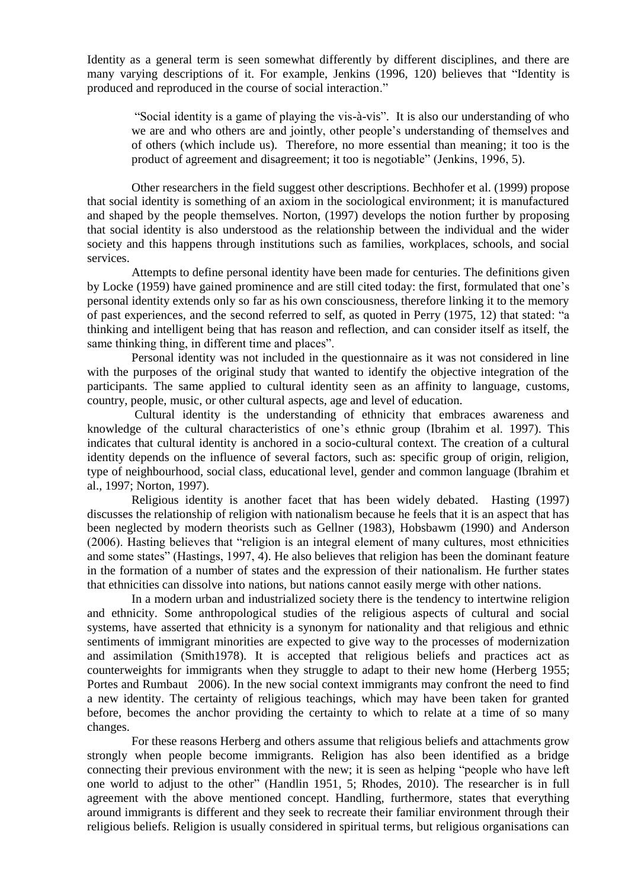Identity as a general term is seen somewhat differently by different disciplines, and there are many varying descriptions of it. For example, Jenkins (1996, 120) believes that "Identity is produced and reproduced in the course of social interaction."

> "Social identity is a game of playing the vis-à-vis". It is also our understanding of who we are and who others are and jointly, other people's understanding of themselves and of others (which include us). Therefore, no more essential than meaning; it too is the product of agreement and disagreement; it too is negotiable" (Jenkins, 1996, 5).

Other researchers in the field suggest other descriptions. Bechhofer et al. (1999) propose that social identity is something of an axiom in the sociological environment; it is manufactured and shaped by the people themselves. Norton, (1997) develops the notion further by proposing that social identity is also understood as the relationship between the individual and the wider society and this happens through institutions such as families, workplaces, schools, and social services.

Attempts to define personal identity have been made for centuries. The definitions given by Locke (1959) have gained prominence and are still cited today: the first, formulated that one's personal identity extends only so far as his own consciousness, therefore linking it to the memory of past experiences, and the second referred to self, as quoted in Perry (1975, 12) that stated: "a thinking and intelligent being that has reason and reflection, and can consider itself as itself, the same thinking thing, in different time and places".

Personal identity was not included in the questionnaire as it was not considered in line with the purposes of the original study that wanted to identify the objective integration of the participants. The same applied to cultural identity seen as an affinity to language, customs, country, people, music, or other cultural aspects, age and level of education.

Cultural identity is the understanding of ethnicity that embraces awareness and knowledge of the cultural characteristics of one's ethnic group (Ibrahim et al. 1997). This indicates that cultural identity is anchored in a socio-cultural context. The creation of a cultural identity depends on the influence of several factors, such as: specific group of origin, religion, type of neighbourhood, social class, educational level, gender and common language (Ibrahim et al., 1997; Norton, 1997).

Religious identity is another facet that has been widely debated. Hasting (1997) discusses the relationship of religion with nationalism because he feels that it is an aspect that has been neglected by modern theorists such as Gellner (1983), Hobsbawm (1990) and Anderson (2006). Hasting believes that "religion is an integral element of many cultures, most ethnicities and some states" (Hastings, 1997, 4). He also believes that religion has been the dominant feature in the formation of a number of states and the expression of their nationalism. He further states that ethnicities can dissolve into nations, but nations cannot easily merge with other nations.

In a modern urban and industrialized society there is the tendency to intertwine religion and ethnicity. Some anthropological studies of the religious aspects of cultural and social systems, have asserted that ethnicity is a synonym for nationality and that religious and ethnic sentiments of immigrant minorities are expected to give way to the processes of modernization and assimilation (Smith1978). It is accepted that religious beliefs and practices act as counterweights for immigrants when they struggle to adapt to their new home (Herberg 1955; Portes and Rumbaut 2006). In the new social context immigrants may confront the need to find a new identity. The certainty of religious teachings, which may have been taken for granted before, becomes the anchor providing the certainty to which to relate at a time of so many changes.

For these reasons Herberg and others assume that religious beliefs and attachments grow strongly when people become immigrants. Religion has also been identified as a bridge connecting their previous environment with the new; it is seen as helping "people who have left one world to adjust to the other" (Handlin 1951, 5; Rhodes, 2010). The researcher is in full agreement with the above mentioned concept. Handling, furthermore, states that everything around immigrants is different and they seek to recreate their familiar environment through their religious beliefs. Religion is usually considered in spiritual terms, but religious organisations can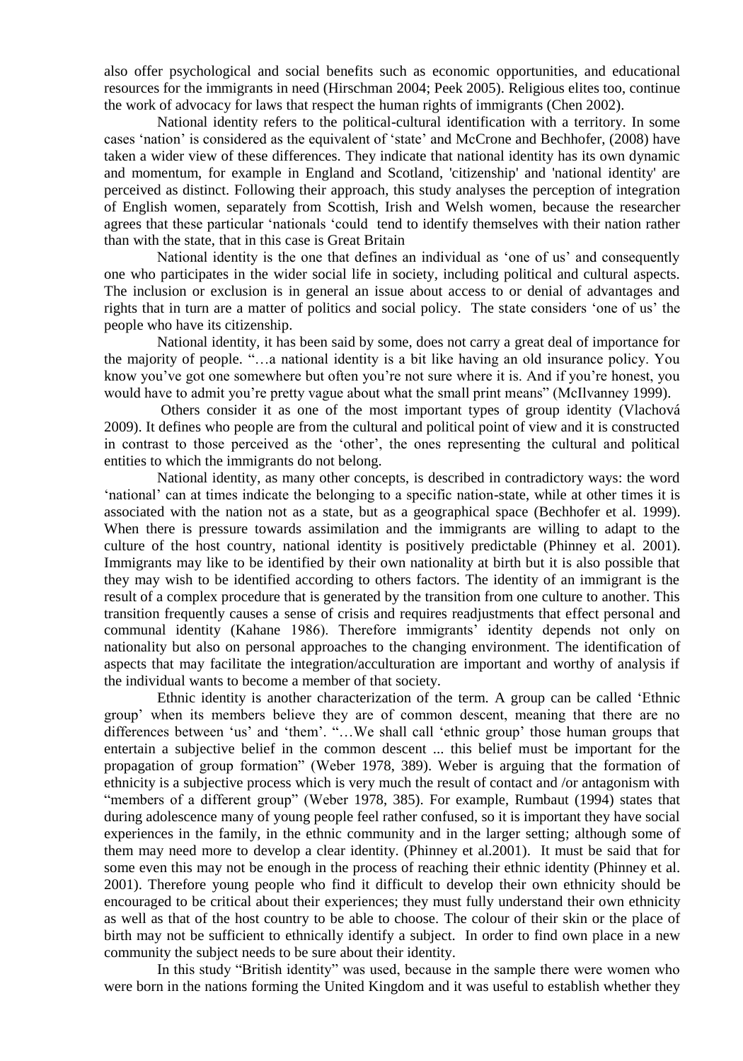also offer psychological and social benefits such as economic opportunities, and educational resources for the immigrants in need (Hirschman 2004; Peek 2005). Religious elites too, continue the work of advocacy for laws that respect the human rights of immigrants (Chen 2002).

National identity refers to the political-cultural identification with a territory. In some cases 'nation' is considered as the equivalent of 'state' and McCrone and Bechhofer, (2008) have taken a wider view of these differences. They indicate that national identity has its own dynamic and momentum, for example in England and Scotland, 'citizenship' and 'national identity' are perceived as distinct. Following their approach, this study analyses the perception of integration of English women, separately from Scottish, Irish and Welsh women, because the researcher agrees that these particular 'nationals 'could tend to identify themselves with their nation rather than with the state, that in this case is Great Britain

National identity is the one that defines an individual as 'one of us' and consequently one who participates in the wider social life in society, including political and cultural aspects. The inclusion or exclusion is in general an issue about access to or denial of advantages and rights that in turn are a matter of politics and social policy. The state considers 'one of us' the people who have its citizenship.

National identity, it has been said by some, does not carry a great deal of importance for the majority of people. "…a national identity is a bit like having an old insurance policy. You know you've got one somewhere but often you're not sure where it is. And if you're honest, you would have to admit you're pretty vague about what the small print means" (McIlvanney 1999).

Others consider it as one of the most important types of group identity (Vlachová 2009). It defines who people are from the cultural and political point of view and it is constructed in contrast to those perceived as the 'other', the ones representing the cultural and political entities to which the immigrants do not belong.

National identity, as many other concepts, is described in contradictory ways: the word 'national' can at times indicate the belonging to a specific nation-state, while at other times it is associated with the nation not as a state, but as a geographical space (Bechhofer et al. 1999). When there is pressure towards assimilation and the immigrants are willing to adapt to the culture of the host country, national identity is positively predictable (Phinney et al. 2001). Immigrants may like to be identified by their own nationality at birth but it is also possible that they may wish to be identified according to others factors. The identity of an immigrant is the result of a complex procedure that is generated by the transition from one culture to another. This transition frequently causes a sense of crisis and requires readjustments that effect personal and communal identity (Kahane 1986). Therefore immigrants' identity depends not only on nationality but also on personal approaches to the changing environment. The identification of aspects that may facilitate the integration/acculturation are important and worthy of analysis if the individual wants to become a member of that society.

Ethnic identity is another characterization of the term. A group can be called 'Ethnic group' when its members believe they are of common descent, meaning that there are no differences between 'us' and 'them'. "…We shall call 'ethnic group' those human groups that entertain a subjective belief in the common descent ... this belief must be important for the propagation of group formation" (Weber 1978, 389). Weber is arguing that the formation of ethnicity is a subjective process which is very much the result of contact and /or antagonism with "members of a different group" (Weber 1978, 385). For example, Rumbaut (1994) states that during adolescence many of young people feel rather confused, so it is important they have social experiences in the family, in the ethnic community and in the larger setting; although some of them may need more to develop a clear identity. (Phinney et al.2001). It must be said that for some even this may not be enough in the process of reaching their ethnic identity (Phinney et al. 2001). Therefore young people who find it difficult to develop their own ethnicity should be encouraged to be critical about their experiences; they must fully understand their own ethnicity as well as that of the host country to be able to choose. The colour of their skin or the place of birth may not be sufficient to ethnically identify a subject. In order to find own place in a new community the subject needs to be sure about their identity.

In this study "British identity" was used, because in the sample there were women who were born in the nations forming the United Kingdom and it was useful to establish whether they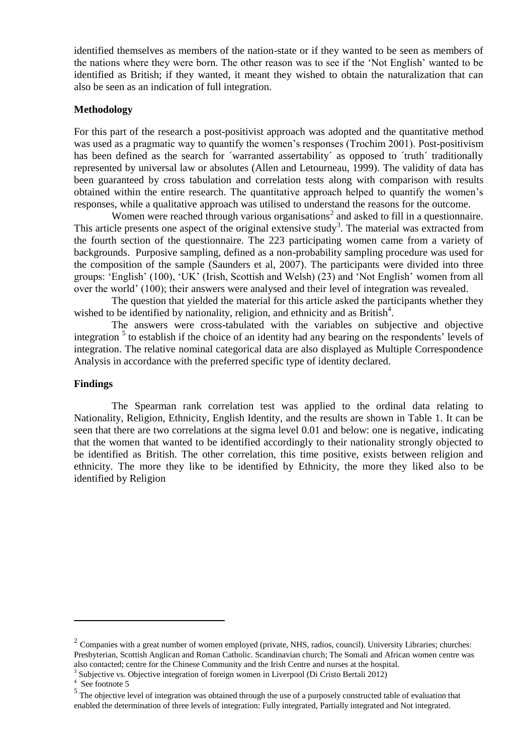identified themselves as members of the nation-state or if they wanted to be seen as members of the nations where they were born. The other reason was to see if the 'Not English' wanted to be identified as British; if they wanted, it meant they wished to obtain the naturalization that can also be seen as an indication of full integration.

### Methodology

For this part of the research a post-positivist approach was adopted and the quantitative method was used as a pragmatic way to quantify the women's responses (Trochim 2001). Post-positivism has been defined as the search for ´warranted assertability´ as opposed to ´truth´ traditionally represented by universal law or absolutes (Allen and Letourneau, 1999). The validity of data has been guaranteed by cross tabulation and correlation tests along with comparison with results obtained within the entire research. The quantitative approach helped to quantify the women's responses, while a qualitative approach was utilised to understand the reasons for the outcome.

Women were reached through various organisations[2] and asked to fill in a questionnaire. This article presents one aspect of the original extensive study[3]. The material was extracted from the fourth section of the questionnaire. The 223 participating women came from a variety of backgrounds. Purposive sampling, defined as a non-probability sampling procedure was used for the composition of the sample (Saunders et al, 2007). The participants were divided into three groups: 'English' (100), 'UK' (Irish, Scottish and Welsh) (23) and 'Not English' women from all over the world' (100); their answers were analysed and their level of integration was revealed.

The question that yielded the material for this article asked the participants whether they wished to be identified by nationality, religion, and ethnicity and as British[4].

The answers were cross-tabulated with the variables on subjective and objective integration [5] to establish if the choice of an identity had any bearing on the respondents' levels of integration. The relative nominal categorical data are also displayed as Multiple Correspondence Analysis in accordance with the preferred specific type of identity declared.

### Findings

The Spearman rank correlation test was applied to the ordinal data relating to Nationality, Religion, Ethnicity, English Identity, and the results are shown in Table 1. It can be seen that there are two correlations at the sigma level 0.01 and below: one is negative, indicating that the women that wanted to be identified accordingly to their nationality strongly objected to be identified as British. The other correlation, this time positive, exists between religion and ethnicity. The more they like to be identified by Ethnicity, the more they liked also to be identified by Religion

---

[2] Companies with a great number of women employed (private, NHS, radios, council). University Libraries; churches: Presbyterian, Scottish Anglican and Roman Catholic. Scandinavian church; The Somali and African women centre was also contacted; centre for the Chinese Community and the Irish Centre and nurses at the hospital.

[3] Subjective vs. Objective integration of foreign women in Liverpool (Di Cristo Bertali 2012)

[4] See footnote 5

[5] The objective level of integration was obtained through the use of a purposely constructed table of evaluation that enabled the determination of three levels of integration: Fully integrated, Partially integrated and Not integrated.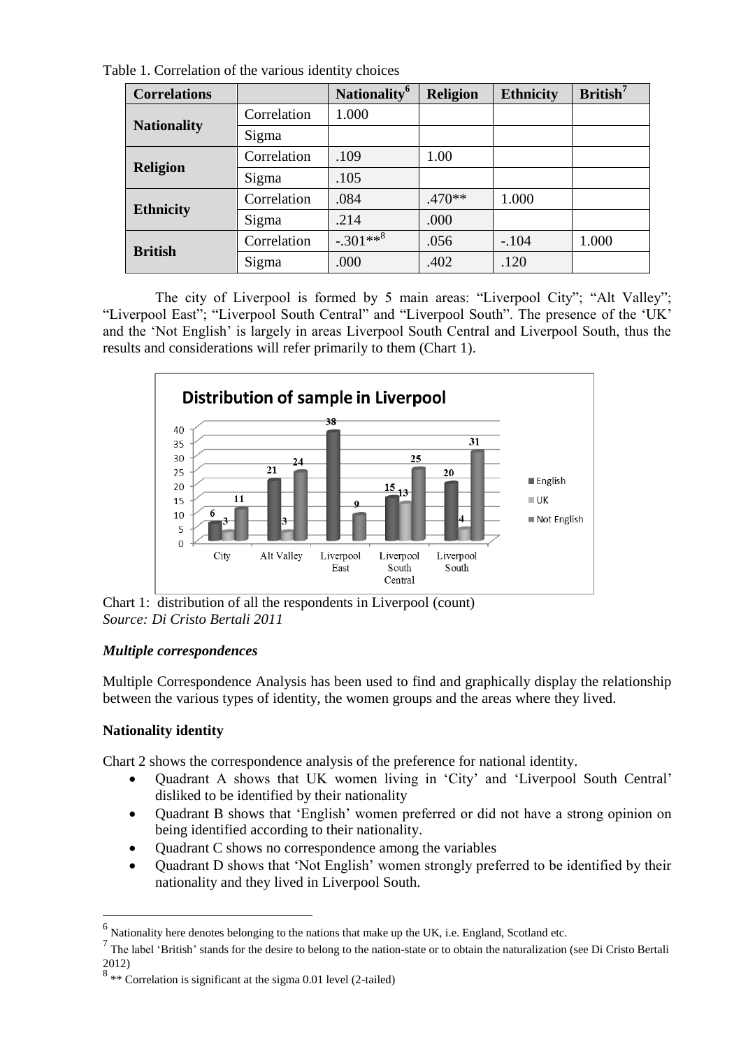Table 1. Correlation of the various identity choices

| Correlations | | Nationality[6] | Religion | Ethnicity | British[7] |
|---|---|---|---|---|---|
| Nationality | Correlation | 1.000 | | | |
| | Sigma | | | | |
| Religion | Correlation | .109 | 1.00 | | |
| | Sigma | .105 | | | |
| Ethnicity | Correlation | .084 | .470** | 1.000 | |
| | Sigma | .214 | .000 | | |
| British | Correlation | -.301**[8] | .056 | -.104 | 1.000 |
| | Sigma | .000 | .402 | .120 | |

The city of Liverpool is formed by 5 main areas: "Liverpool City"; "Alt Valley"; "Liverpool East"; "Liverpool South Central" and "Liverpool South". The presence of the 'UK' and the 'Not English' is largely in areas Liverpool South Central and Liverpool South, thus the results and considerations will refer primarily to them (Chart 1).

**Distribution of sample in Liverpool**

| | City | Alt Valley | Liverpool East | Liverpool South Central | Liverpool South |
|---|---|---|---|---|---|
| English | 6 | 21 | 38 | 15 | 20 |
| UK | 3 | 3 | | 13 | 4 |
| Not English | 11 | 24 | 9 | 25 | 31 |

Chart 1: distribution of all the respondents in Liverpool (count)
*Source: Di Cristo Bertali 2011*

### *Multiple correspondences*

Multiple Correspondence Analysis has been used to find and graphically display the relationship between the various types of identity, the women groups and the areas where they lived.

### Nationality identity

Chart 2 shows the correspondence analysis of the preference for national identity.

- Quadrant A shows that UK women living in 'City' and 'Liverpool South Central' disliked to be identified by their nationality
- Quadrant B shows that 'English' women preferred or did not have a strong opinion on being identified according to their nationality.
- Quadrant C shows no correspondence among the variables
- Quadrant D shows that 'Not English' women strongly preferred to be identified by their nationality and they lived in Liverpool South.

[6] Nationality here denotes belonging to the nations that make up the UK, i.e. England, Scotland etc.

[7] The label 'British' stands for the desire to belong to the nation-state or to obtain the naturalization (see Di Cristo Bertali 2012)

[8] ** Correlation is significant at the sigma 0.01 level (2-tailed)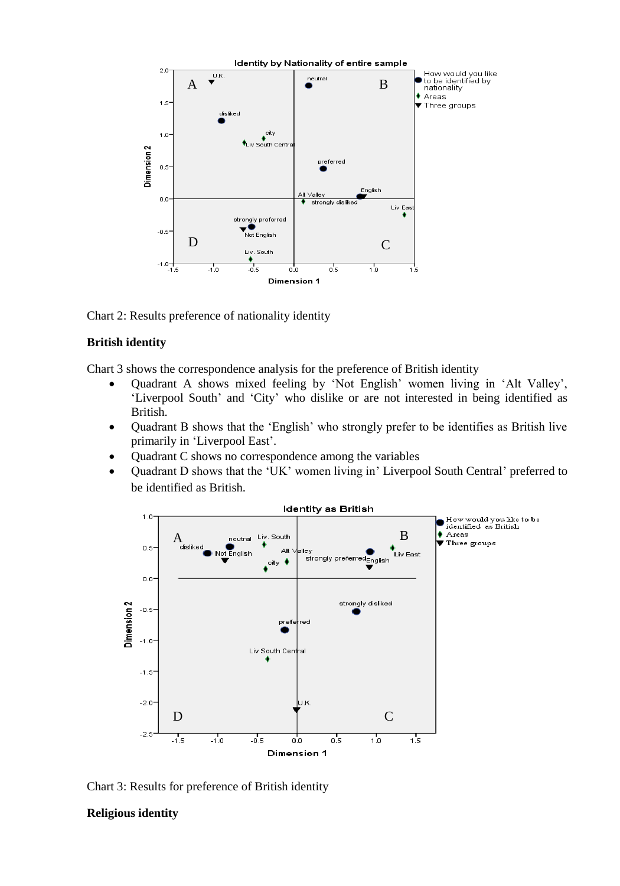Chart 2: Results preference of nationality identity

**British identity**

Chart 3 shows the correspondence analysis for the preference of British identity

- Quadrant A shows mixed feeling by 'Not English' women living in 'Alt Valley', 'Liverpool South' and 'City' who dislike or are not interested in being identified as British.
- Quadrant B shows that the 'English' who strongly prefer to be identifies as British live primarily in 'Liverpool East'.
- Quadrant C shows no correspondence among the variables
- Quadrant D shows that the 'UK' women living in' Liverpool South Central' preferred to be identified as British.

Chart 3: Results for preference of British identity

**Religious identity**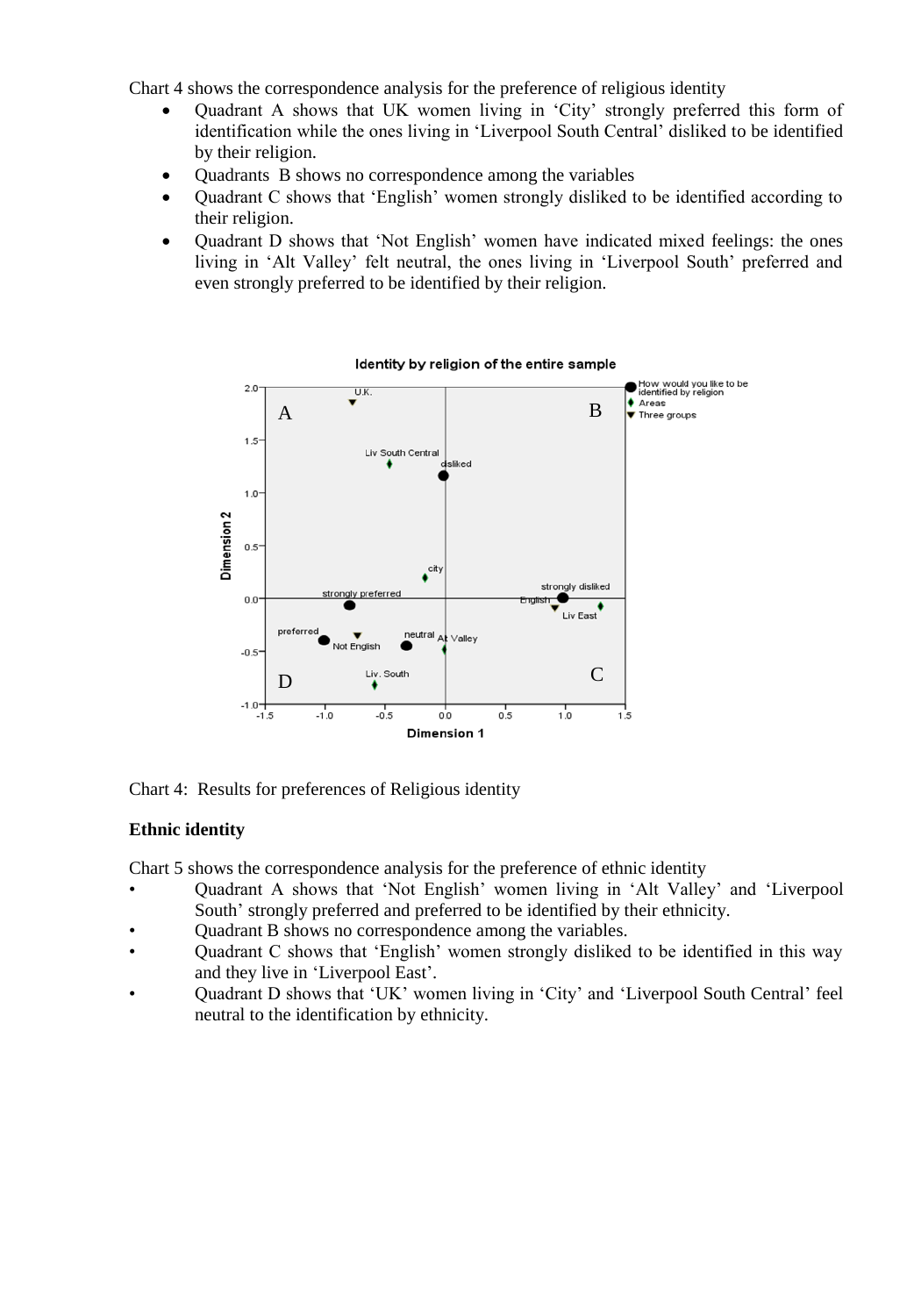Chart 4 shows the correspondence analysis for the preference of religious identity

- Quadrant A shows that UK women living in 'City' strongly preferred this form of identification while the ones living in 'Liverpool South Central' disliked to be identified by their religion.
- Quadrants B shows no correspondence among the variables
- Quadrant C shows that 'English' women strongly disliked to be identified according to their religion.
- Quadrant D shows that 'Not English' women have indicated mixed feelings: the ones living in 'Alt Valley' felt neutral, the ones living in 'Liverpool South' preferred and even strongly preferred to be identified by their religion.

Chart 4: Results for preferences of Religious identity

**Ethnic identity**

Chart 5 shows the correspondence analysis for the preference of ethnic identity

- Quadrant A shows that 'Not English' women living in 'Alt Valley' and 'Liverpool South' strongly preferred and preferred to be identified by their ethnicity.
- Quadrant B shows no correspondence among the variables.
- Quadrant C shows that 'English' women strongly disliked to be identified in this way and they live in 'Liverpool East'.
- Quadrant D shows that 'UK' women living in 'City' and 'Liverpool South Central' feel neutral to the identification by ethnicity.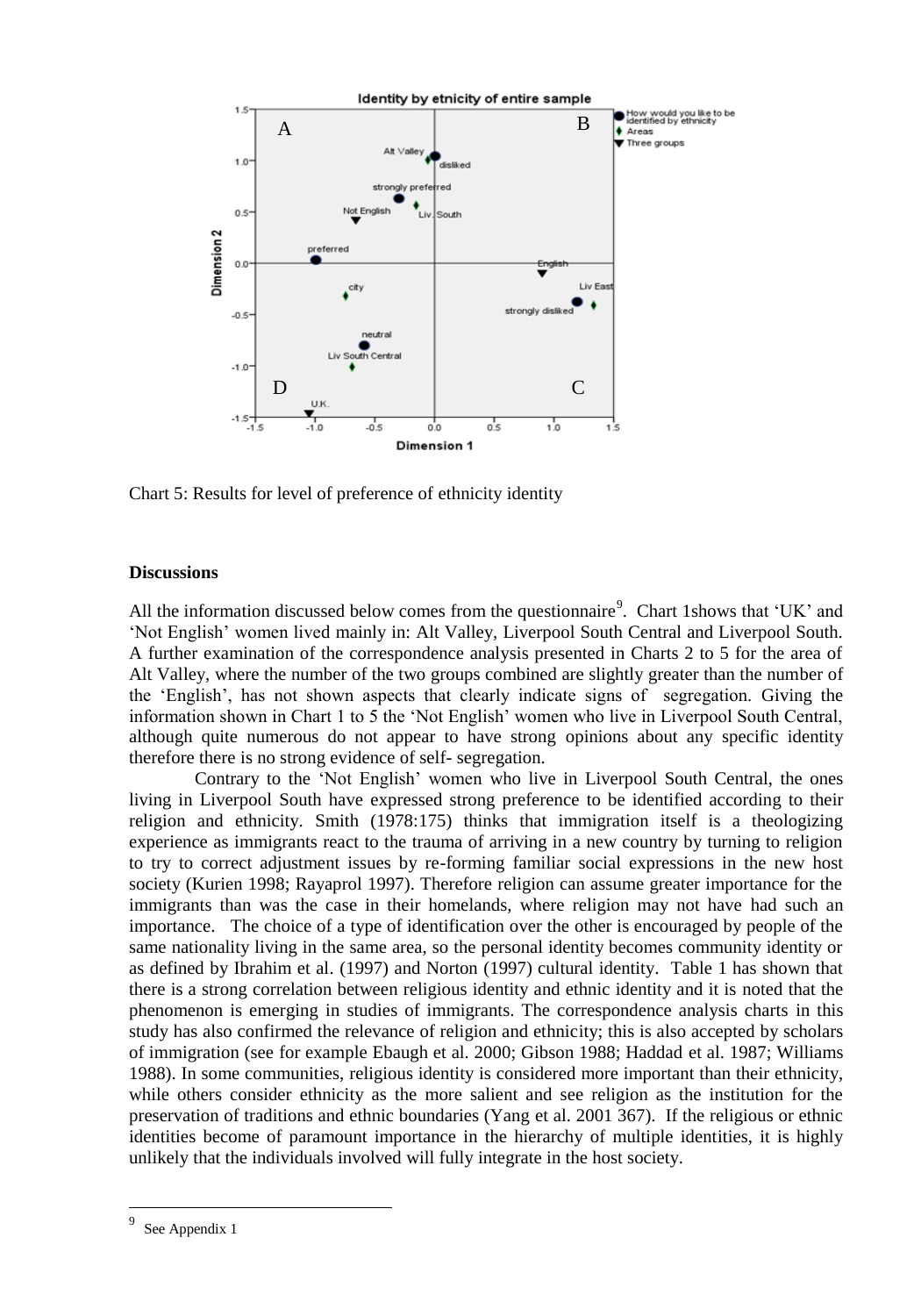Chart 5: Results for level of preference of ethnicity identity

**Discussions**

All the information discussed below comes from the questionnaire[9]. Chart 1shows that 'UK' and 'Not English' women lived mainly in: Alt Valley, Liverpool South Central and Liverpool South. A further examination of the correspondence analysis presented in Charts 2 to 5 for the area of Alt Valley, where the number of the two groups combined are slightly greater than the number of the 'English', has not shown aspects that clearly indicate signs of segregation. Giving the information shown in Chart 1 to 5 the 'Not English' women who live in Liverpool South Central, although quite numerous do not appear to have strong opinions about any specific identity therefore there is no strong evidence of self- segregation.

Contrary to the 'Not English' women who live in Liverpool South Central, the ones living in Liverpool South have expressed strong preference to be identified according to their religion and ethnicity. Smith (1978:175) thinks that immigration itself is a theologizing experience as immigrants react to the trauma of arriving in a new country by turning to religion to try to correct adjustment issues by re-forming familiar social expressions in the new host society (Kurien 1998; Rayaprol 1997). Therefore religion can assume greater importance for the immigrants than was the case in their homelands, where religion may not have had such an importance. The choice of a type of identification over the other is encouraged by people of the same nationality living in the same area, so the personal identity becomes community identity or as defined by Ibrahim et al. (1997) and Norton (1997) cultural identity. Table 1 has shown that there is a strong correlation between religious identity and ethnic identity and it is noted that the phenomenon is emerging in studies of immigrants. The correspondence analysis charts in this study has also confirmed the relevance of religion and ethnicity; this is also accepted by scholars of immigration (see for example Ebaugh et al. 2000; Gibson 1988; Haddad et al. 1987; Williams 1988). In some communities, religious identity is considered more important than their ethnicity, while others consider ethnicity as the more salient and see religion as the institution for the preservation of traditions and ethnic boundaries (Yang et al. 2001 367). If the religious or ethnic identities become of paramount importance in the hierarchy of multiple identities, it is highly unlikely that the individuals involved will fully integrate in the host society.

[9] See Appendix 1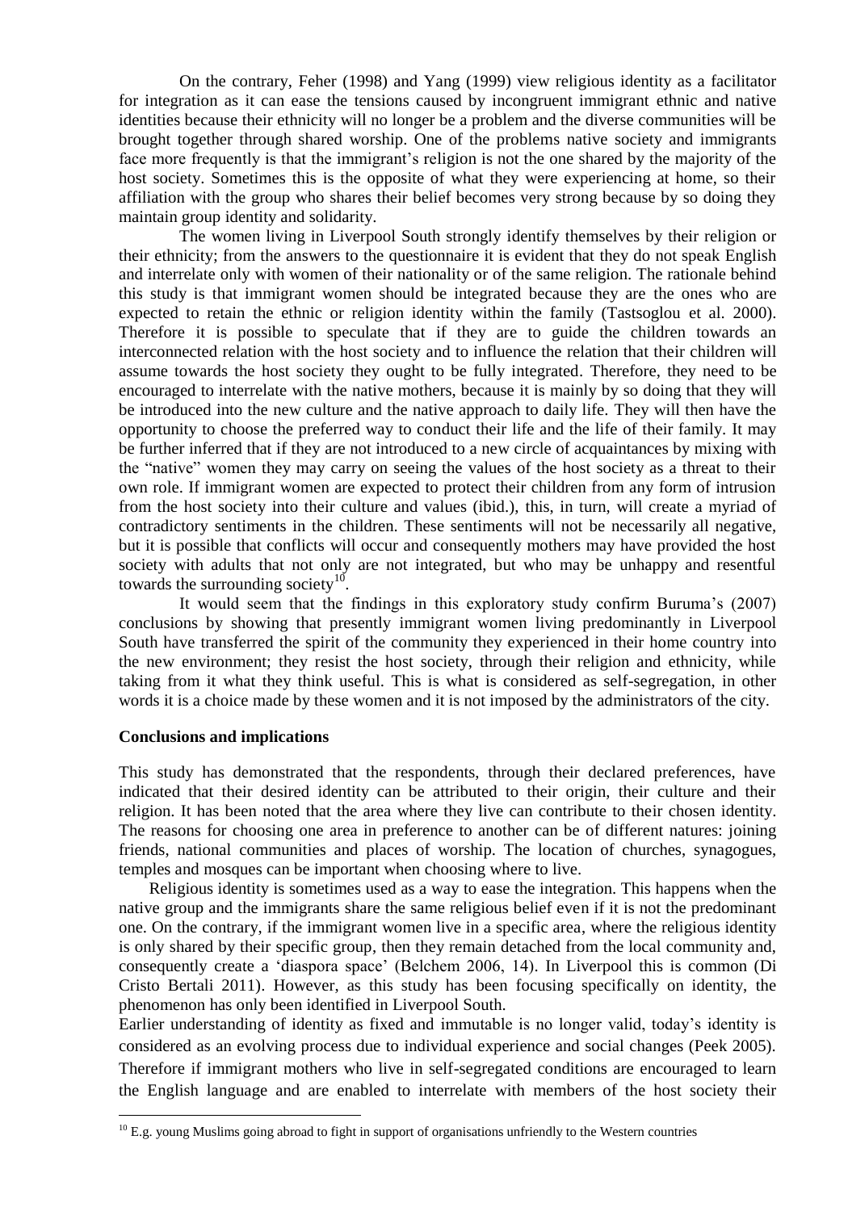On the contrary, Feher (1998) and Yang (1999) view religious identity as a facilitator for integration as it can ease the tensions caused by incongruent immigrant ethnic and native identities because their ethnicity will no longer be a problem and the diverse communities will be brought together through shared worship. One of the problems native society and immigrants face more frequently is that the immigrant's religion is not the one shared by the majority of the host society. Sometimes this is the opposite of what they were experiencing at home, so their affiliation with the group who shares their belief becomes very strong because by so doing they maintain group identity and solidarity.

The women living in Liverpool South strongly identify themselves by their religion or their ethnicity; from the answers to the questionnaire it is evident that they do not speak English and interrelate only with women of their nationality or of the same religion. The rationale behind this study is that immigrant women should be integrated because they are the ones who are expected to retain the ethnic or religion identity within the family (Tastsoglou et al. 2000). Therefore it is possible to speculate that if they are to guide the children towards an interconnected relation with the host society and to influence the relation that their children will assume towards the host society they ought to be fully integrated. Therefore, they need to be encouraged to interrelate with the native mothers, because it is mainly by so doing that they will be introduced into the new culture and the native approach to daily life. They will then have the opportunity to choose the preferred way to conduct their life and the life of their family. It may be further inferred that if they are not introduced to a new circle of acquaintances by mixing with the "native" women they may carry on seeing the values of the host society as a threat to their own role. If immigrant women are expected to protect their children from any form of intrusion from the host society into their culture and values (ibid.), this, in turn, will create a myriad of contradictory sentiments in the children. These sentiments will not be necessarily all negative, but it is possible that conflicts will occur and consequently mothers may have provided the host society with adults that not only are not integrated, but who may be unhappy and resentful towards the surrounding society[10].

It would seem that the findings in this exploratory study confirm Buruma's (2007) conclusions by showing that presently immigrant women living predominantly in Liverpool South have transferred the spirit of the community they experienced in their home country into the new environment; they resist the host society, through their religion and ethnicity, while taking from it what they think useful. This is what is considered as self-segregation, in other words it is a choice made by these women and it is not imposed by the administrators of the city.

## Conclusions and implications

This study has demonstrated that the respondents, through their declared preferences, have indicated that their desired identity can be attributed to their origin, their culture and their religion. It has been noted that the area where they live can contribute to their chosen identity. The reasons for choosing one area in preference to another can be of different natures: joining friends, national communities and places of worship. The location of churches, synagogues, temples and mosques can be important when choosing where to live.

Religious identity is sometimes used as a way to ease the integration. This happens when the native group and the immigrants share the same religious belief even if it is not the predominant one. On the contrary, if the immigrant women live in a specific area, where the religious identity is only shared by their specific group, then they remain detached from the local community and, consequently create a 'diaspora space' (Belchem 2006, 14). In Liverpool this is common (Di Cristo Bertali 2011). However, as this study has been focusing specifically on identity, the phenomenon has only been identified in Liverpool South.

Earlier understanding of identity as fixed and immutable is no longer valid, today's identity is considered as an evolving process due to individual experience and social changes (Peek 2005). Therefore if immigrant mothers who live in self-segregated conditions are encouraged to learn the English language and are enabled to interrelate with members of the host society their

[10] E.g. young Muslims going abroad to fight in support of organisations unfriendly to the Western countries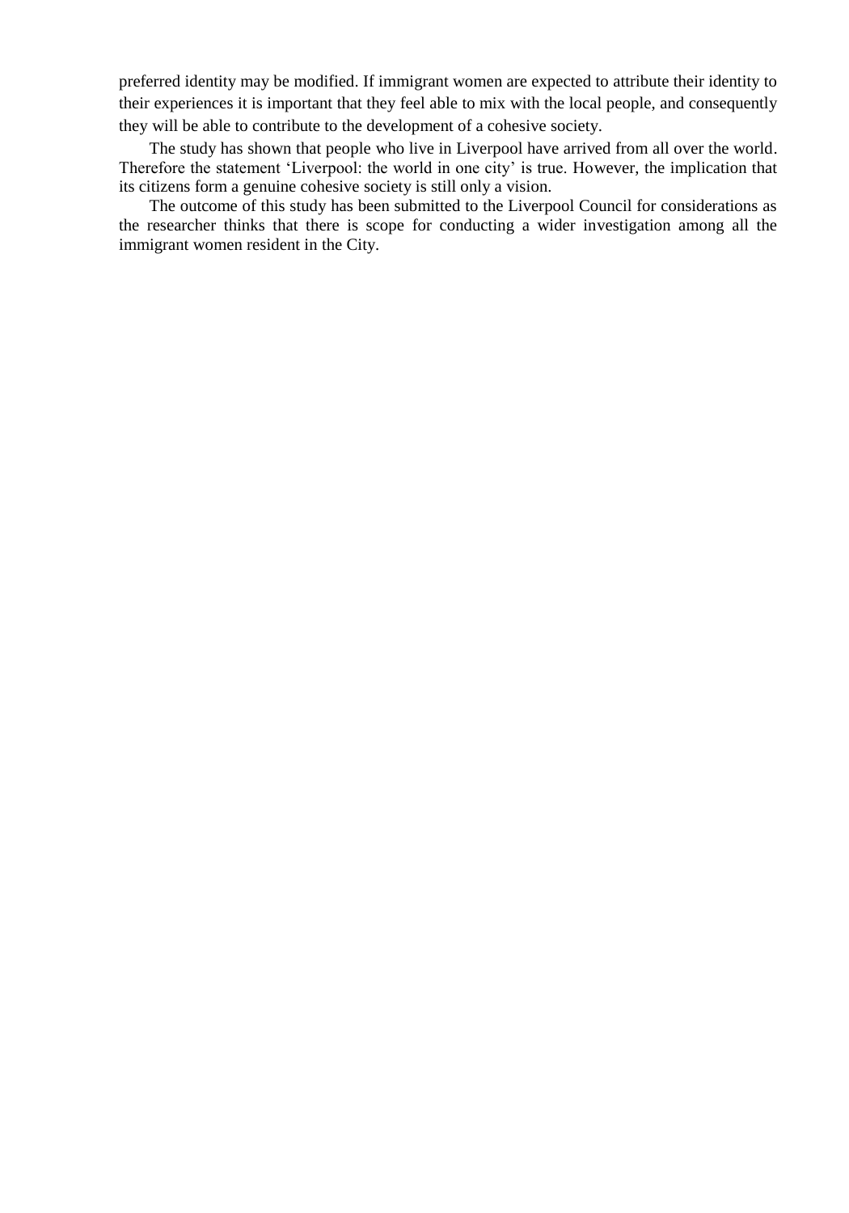preferred identity may be modified. If immigrant women are expected to attribute their identity to their experiences it is important that they feel able to mix with the local people, and consequently they will be able to contribute to the development of a cohesive society.

The study has shown that people who live in Liverpool have arrived from all over the world. Therefore the statement 'Liverpool: the world in one city' is true. However, the implication that its citizens form a genuine cohesive society is still only a vision.

The outcome of this study has been submitted to the Liverpool Council for considerations as the researcher thinks that there is scope for conducting a wider investigation among all the immigrant women resident in the City.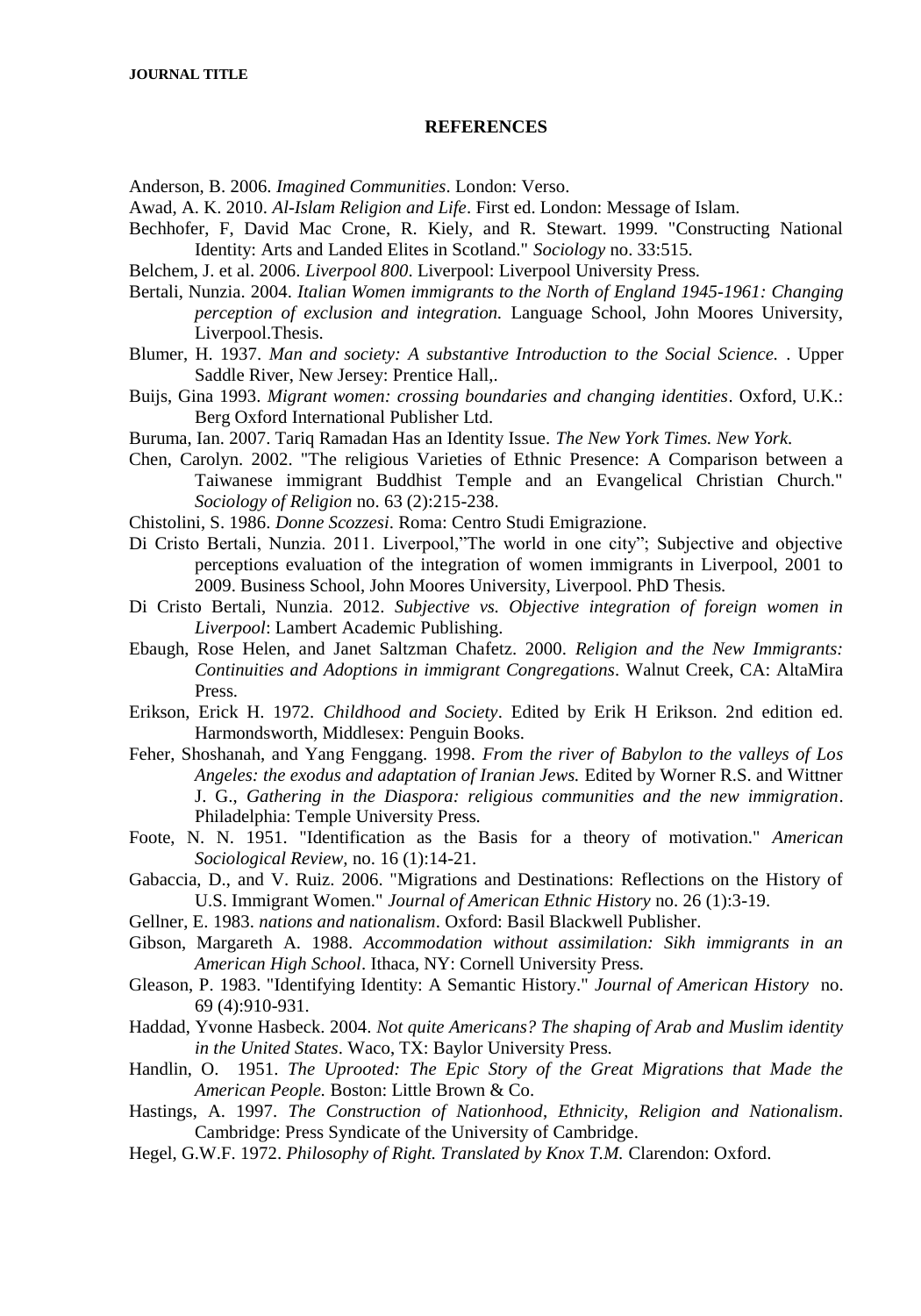## REFERENCES

Anderson, B. 2006. *Imagined Communities*. London: Verso.

Awad, A. K. 2010. *Al-Islam Religion and Life*. First ed. London: Message of Islam.

Bechhofer, F, David Mac Crone, R. Kiely, and R. Stewart. 1999. "Constructing National Identity: Arts and Landed Elites in Scotland." *Sociology* no. 33:515.

Belchem, J. et al. 2006. *Liverpool 800*. Liverpool: Liverpool University Press.

Bertali, Nunzia. 2004. *Italian Women immigrants to the North of England 1945-1961: Changing perception of exclusion and integration.* Language School, John Moores University, Liverpool.Thesis.

Blumer, H. 1937. *Man and society: A substantive Introduction to the Social Science.* . Upper Saddle River, New Jersey: Prentice Hall,.

Buijs, Gina 1993. *Migrant women: crossing boundaries and changing identities*. Oxford, U.K.: Berg Oxford International Publisher Ltd.

Buruma, Ian. 2007. Tariq Ramadan Has an Identity Issue. *The New York Times. New York.*

Chen, Carolyn. 2002. "The religious Varieties of Ethnic Presence: A Comparison between a Taiwanese immigrant Buddhist Temple and an Evangelical Christian Church." *Sociology of Religion* no. 63 (2):215-238.

Chistolini, S. 1986. *Donne Scozzesi*. Roma: Centro Studi Emigrazione.

Di Cristo Bertali, Nunzia. 2011. Liverpool,"The world in one city"; Subjective and objective perceptions evaluation of the integration of women immigrants in Liverpool, 2001 to 2009. Business School, John Moores University, Liverpool. PhD Thesis.

Di Cristo Bertali, Nunzia. 2012. *Subjective vs. Objective integration of foreign women in Liverpool*: Lambert Academic Publishing.

Ebaugh, Rose Helen, and Janet Saltzman Chafetz. 2000. *Religion and the New Immigrants: Continuities and Adoptions in immigrant Congregations*. Walnut Creek, CA: AltaMira Press.

Erikson, Erick H. 1972. *Childhood and Society*. Edited by Erik H Erikson. 2nd edition ed. Harmondsworth, Middlesex: Penguin Books.

Feher, Shoshanah, and Yang Fenggang. 1998. *From the river of Babylon to the valleys of Los Angeles: the exodus and adaptation of Iranian Jews.* Edited by Worner R.S. and Wittner J. G., *Gathering in the Diaspora: religious communities and the new immigration*. Philadelphia: Temple University Press.

Foote, N. N. 1951. "Identification as the Basis for a theory of motivation." *American Sociological Review,* no. 16 (1):14-21.

Gabaccia, D., and V. Ruiz. 2006. "Migrations and Destinations: Reflections on the History of U.S. Immigrant Women." *Journal of American Ethnic History* no. 26 (1):3-19.

Gellner, E. 1983. *nations and nationalism*. Oxford: Basil Blackwell Publisher.

Gibson, Margareth A. 1988. *Accommodation without assimilation: Sikh immigrants in an American High School*. Ithaca, NY: Cornell University Press.

Gleason, P. 1983. "Identifying Identity: A Semantic History." *Journal of American History* no. 69 (4):910-931.

Haddad, Yvonne Hasbeck. 2004. *Not quite Americans? The shaping of Arab and Muslim identity in the United States*. Waco, TX: Baylor University Press.

Handlin, O. 1951. *The Uprooted: The Epic Story of the Great Migrations that Made the American People.* Boston: Little Brown & Co.

Hastings, A. 1997. *The Construction of Nationhood, Ethnicity, Religion and Nationalism*. Cambridge: Press Syndicate of the University of Cambridge.

Hegel, G.W.F. 1972. *Philosophy of Right. Translated by Knox T.M.* Clarendon: Oxford.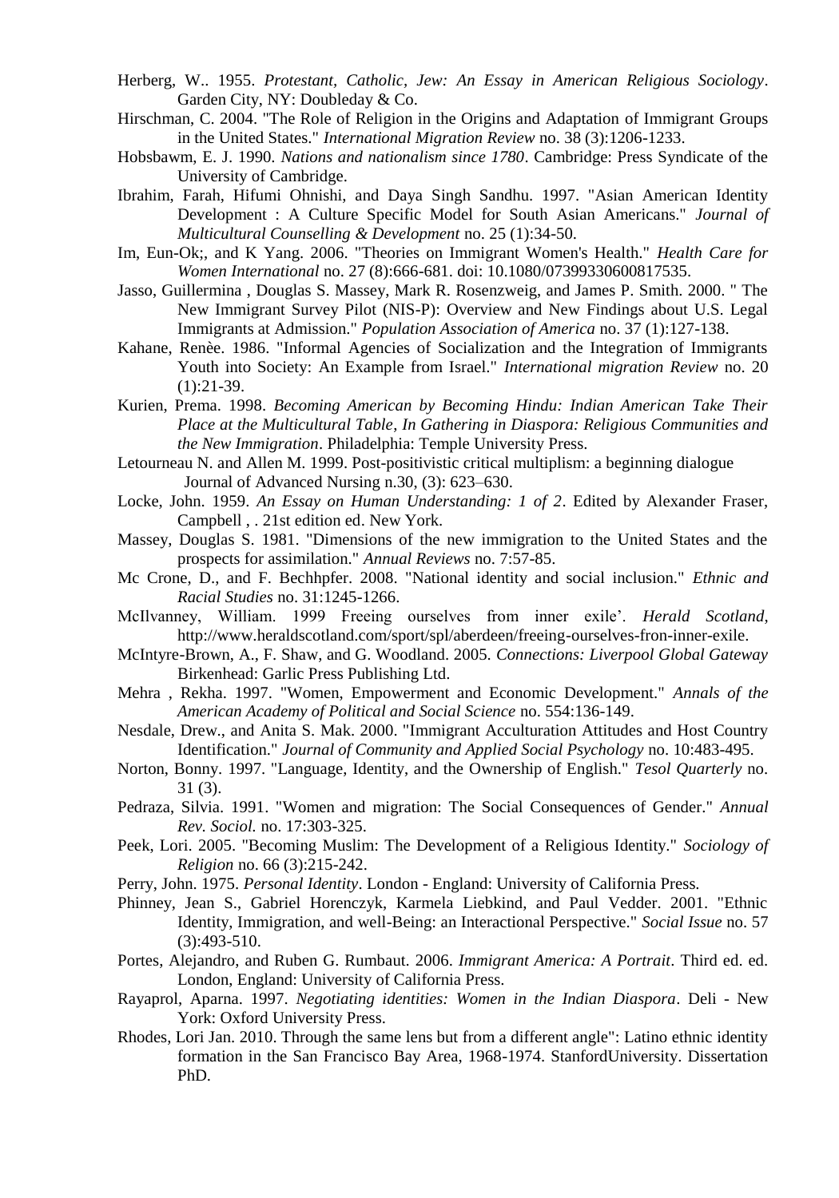Herberg, W.. 1955. *Protestant, Catholic, Jew: An Essay in American Religious Sociology*. Garden City, NY: Doubleday & Co.

Hirschman, C. 2004. "The Role of Religion in the Origins and Adaptation of Immigrant Groups in the United States." *International Migration Review* no. 38 (3):1206-1233.

Hobsbawm, E. J. 1990. *Nations and nationalism since 1780*. Cambridge: Press Syndicate of the University of Cambridge.

Ibrahim, Farah, Hifumi Ohnishi, and Daya Singh Sandhu. 1997. "Asian American Identity Development : A Culture Specific Model for South Asian Americans." *Journal of Multicultural Counselling & Development* no. 25 (1):34-50.

Im, Eun-Ok;, and K Yang. 2006. "Theories on Immigrant Women's Health." *Health Care for Women International* no. 27 (8):666-681. doi: 10.1080/07399330600817535.

Jasso, Guillermina , Douglas S. Massey, Mark R. Rosenzweig, and James P. Smith. 2000. " The New Immigrant Survey Pilot (NIS-P): Overview and New Findings about U.S. Legal Immigrants at Admission." *Population Association of America* no. 37 (1):127-138.

Kahane, Renèe. 1986. "Informal Agencies of Socialization and the Integration of Immigrants Youth into Society: An Example from Israel." *International migration Review* no. 20 (1):21-39.

Kurien, Prema. 1998. *Becoming American by Becoming Hindu: Indian American Take Their Place at the Multicultural Table, In Gathering in Diaspora: Religious Communities and the New Immigration*. Philadelphia: Temple University Press.

Letourneau N. and Allen M. 1999. Post-positivistic critical multiplism: a beginning dialogue Journal of Advanced Nursing n.30, (3): 623–630.

Locke, John. 1959. *An Essay on Human Understanding: 1 of 2*. Edited by Alexander Fraser, Campbell , . 21st edition ed. New York.

Massey, Douglas S. 1981. "Dimensions of the new immigration to the United States and the prospects for assimilation." *Annual Reviews* no. 7:57-85.

Mc Crone, D., and F. Bechhpfer. 2008. "National identity and social inclusion." *Ethnic and Racial Studies* no. 31:1245-1266.

McIlvanney, William. 1999 Freeing ourselves from inner exile'. *Herald Scotland*, http://www.heraldscotland.com/sport/spl/aberdeen/freeing-ourselves-fron-inner-exile.

McIntyre-Brown, A., F. Shaw, and G. Woodland. 2005. *Connections: Liverpool Global Gateway* Birkenhead: Garlic Press Publishing Ltd.

Mehra , Rekha. 1997. "Women, Empowerment and Economic Development." *Annals of the American Academy of Political and Social Science* no. 554:136-149.

Nesdale, Drew., and Anita S. Mak. 2000. "Immigrant Acculturation Attitudes and Host Country Identification." *Journal of Community and Applied Social Psychology* no. 10:483-495.

Norton, Bonny. 1997. "Language, Identity, and the Ownership of English." *Tesol Quarterly* no. 31 (3).

Pedraza, Silvia. 1991. "Women and migration: The Social Consequences of Gender." *Annual Rev. Sociol.* no. 17:303-325.

Peek, Lori. 2005. "Becoming Muslim: The Development of a Religious Identity." *Sociology of Religion* no. 66 (3):215-242.

Perry, John. 1975. *Personal Identity*. London - England: University of California Press.

Phinney, Jean S., Gabriel Horenczyk, Karmela Liebkind, and Paul Vedder. 2001. "Ethnic Identity, Immigration, and well-Being: an Interactional Perspective." *Social Issue* no. 57 (3):493-510.

Portes, Alejandro, and Ruben G. Rumbaut. 2006. *Immigrant America: A Portrait*. Third ed. ed. London, England: University of California Press.

Rayaprol, Aparna. 1997. *Negotiating identities: Women in the Indian Diaspora*. Deli - New York: Oxford University Press.

Rhodes, Lori Jan. 2010. Through the same lens but from a different angle": Latino ethnic identity formation in the San Francisco Bay Area, 1968-1974. StanfordUniversity. Dissertation PhD.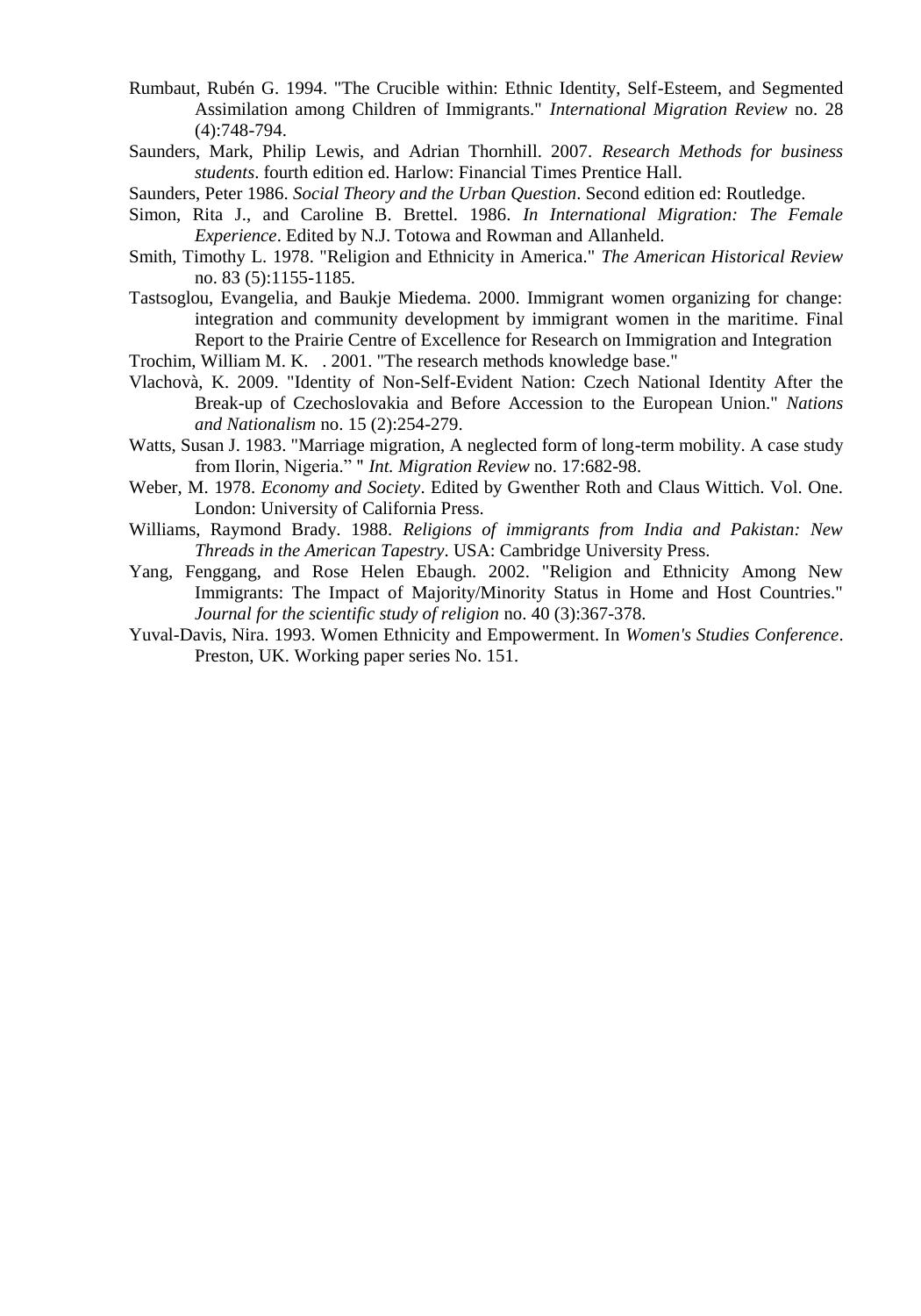Rumbaut, Rubén G. 1994. "The Crucible within: Ethnic Identity, Self-Esteem, and Segmented Assimilation among Children of Immigrants." *International Migration Review* no. 28 (4):748-794.

Saunders, Mark, Philip Lewis, and Adrian Thornhill. 2007. *Research Methods for business students*. fourth edition ed. Harlow: Financial Times Prentice Hall.

Saunders, Peter 1986. *Social Theory and the Urban Question*. Second edition ed: Routledge.

Simon, Rita J., and Caroline B. Brettel. 1986. *In International Migration: The Female Experience*. Edited by N.J. Totowa and Rowman and Allanheld.

Smith, Timothy L. 1978. "Religion and Ethnicity in America." *The American Historical Review* no. 83 (5):1155-1185.

Tastsoglou, Evangelia, and Baukje Miedema. 2000. Immigrant women organizing for change: integration and community development by immigrant women in the maritime. Final Report to the Prairie Centre of Excellence for Research on Immigration and Integration

Trochim, William M. K. . 2001. "The research methods knowledge base."

Vlachovà, K. 2009. "Identity of Non-Self-Evident Nation: Czech National Identity After the Break-up of Czechoslovakia and Before Accession to the European Union." *Nations and Nationalism* no. 15 (2):254-279.

Watts, Susan J. 1983. "Marriage migration, A neglected form of long-term mobility. A case study from Ilorin, Nigeria." " *Int. Migration Review* no. 17:682-98.

Weber, M. 1978. *Economy and Society*. Edited by Gwenther Roth and Claus Wittich. Vol. One. London: University of California Press.

Williams, Raymond Brady. 1988. *Religions of immigrants from India and Pakistan: New Threads in the American Tapestry*. USA: Cambridge University Press.

Yang, Fenggang, and Rose Helen Ebaugh. 2002. "Religion and Ethnicity Among New Immigrants: The Impact of Majority/Minority Status in Home and Host Countries." *Journal for the scientific study of religion* no. 40 (3):367-378.

Yuval-Davis, Nira. 1993. Women Ethnicity and Empowerment. In *Women's Studies Conference*. Preston, UK. Working paper series No. 151.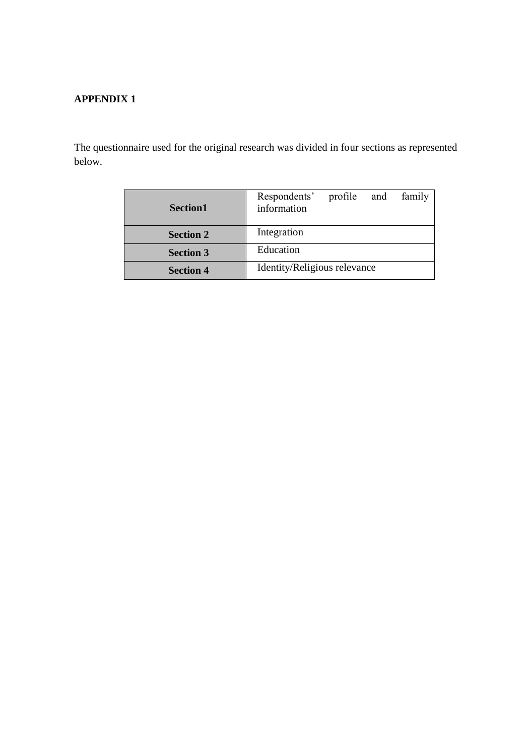# APPENDIX 1

The questionnaire used for the original research was divided in four sections as represented below.

| | |
|---|---|
| **Section1** | Respondents' profile and family information |
| **Section 2** | Integration |
| **Section 3** | Education |
| **Section 4** | Identity/Religious relevance |